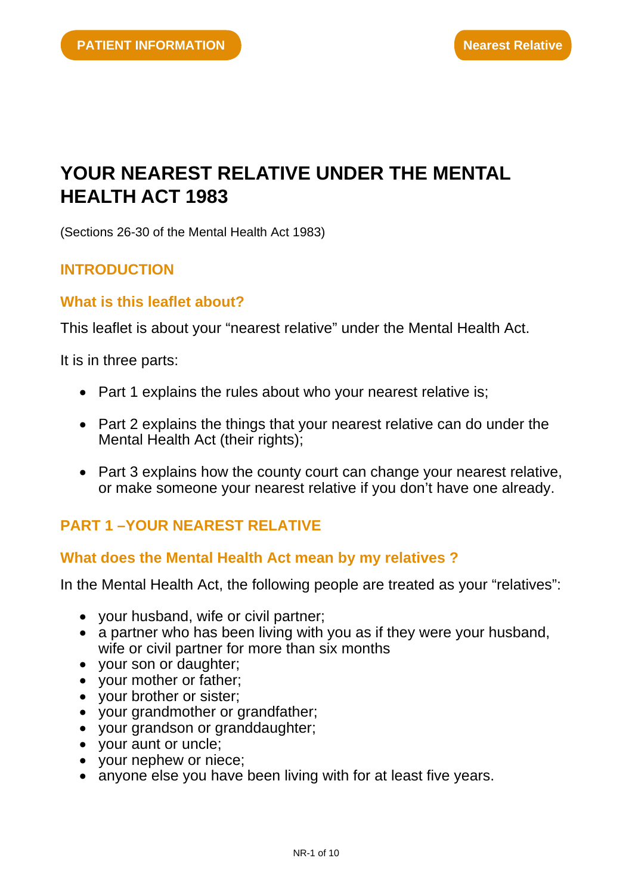PATIENT INFORMATION

Nearest Relative

# YOUR NEAREST RELATIVE UNDER THE MENTAL HEALTH ACT 1983

(Sections 26-30 of the Mental Health Act 1983)

## INTRODUCTION

### What is this leaflet about?

This leaflet is about your "nearest relative" under the Mental Health Act.

It is in three parts:

- Part 1 explains the rules about who your nearest relative is;
- Part 2 explains the things that your nearest relative can do under the Mental Health Act (their rights);
- Part 3 explains how the county court can change your nearest relative, or make someone your nearest relative if you don't have one already.

## PART 1 –YOUR NEAREST RELATIVE

### What does the Mental Health Act mean by my relatives ?

In the Mental Health Act, the following people are treated as your "relatives":

- your husband, wife or civil partner;
- a partner who has been living with you as if they were your husband, wife or civil partner for more than six months
- your son or daughter;
- your mother or father;
- your brother or sister;
- your grandmother or grandfather;
- your grandson or granddaughter;
- your aunt or uncle;
- your nephew or niece;
- anyone else you have been living with for at least five years.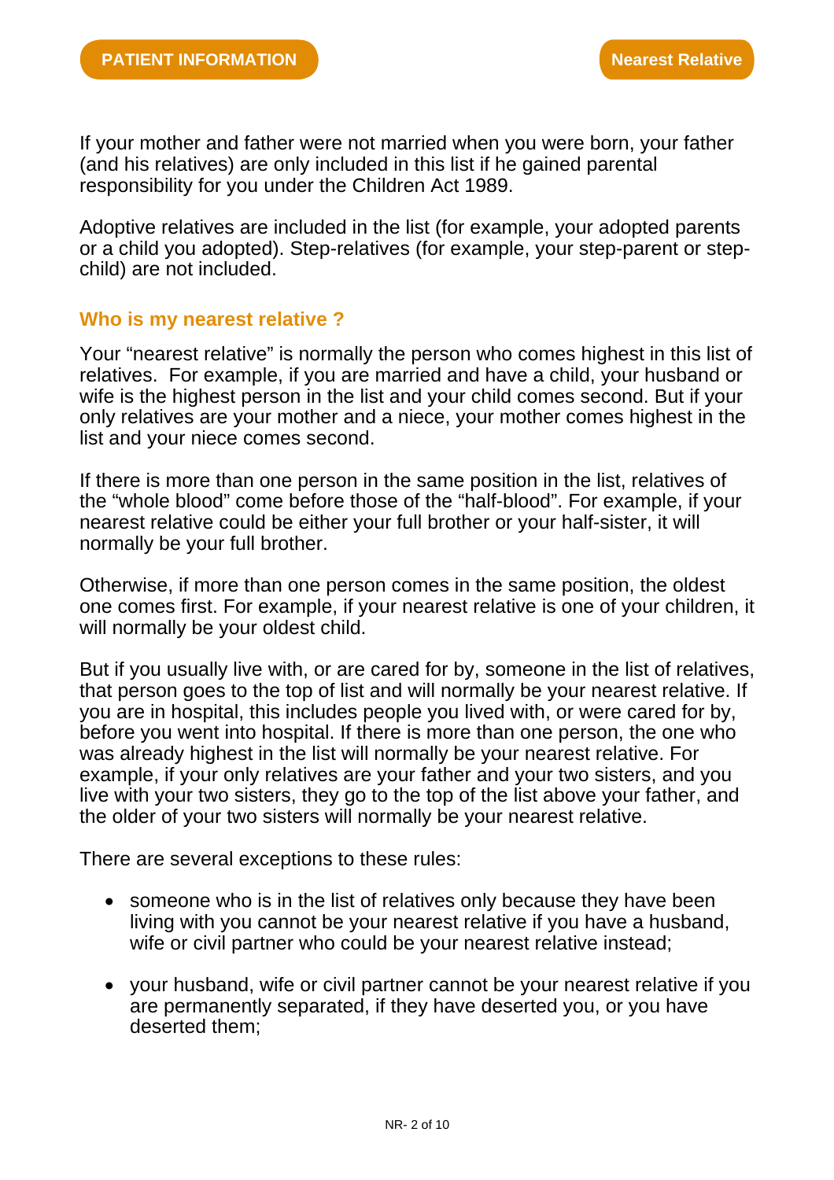If your mother and father were not married when you were born, your father (and his relatives) are only included in this list if he gained parental responsibility for you under the Children Act 1989.

Adoptive relatives are included in the list (for example, your adopted parents or a child you adopted). Step-relatives (for example, your step-parent or step-child) are not included.

## Who is my nearest relative ?

Your "nearest relative" is normally the person who comes highest in this list of relatives. For example, if you are married and have a child, your husband or wife is the highest person in the list and your child comes second. But if your only relatives are your mother and a niece, your mother comes highest in the list and your niece comes second.

If there is more than one person in the same position in the list, relatives of the "whole blood" come before those of the "half-blood". For example, if your nearest relative could be either your full brother or your half-sister, it will normally be your full brother.

Otherwise, if more than one person comes in the same position, the oldest one comes first. For example, if your nearest relative is one of your children, it will normally be your oldest child.

But if you usually live with, or are cared for by, someone in the list of relatives, that person goes to the top of list and will normally be your nearest relative. If you are in hospital, this includes people you lived with, or were cared for by, before you went into hospital. If there is more than one person, the one who was already highest in the list will normally be your nearest relative. For example, if your only relatives are your father and your two sisters, and you live with your two sisters, they go to the top of the list above your father, and the older of your two sisters will normally be your nearest relative.

There are several exceptions to these rules:

- someone who is in the list of relatives only because they have been living with you cannot be your nearest relative if you have a husband, wife or civil partner who could be your nearest relative instead;
- your husband, wife or civil partner cannot be your nearest relative if you are permanently separated, if they have deserted you, or you have deserted them;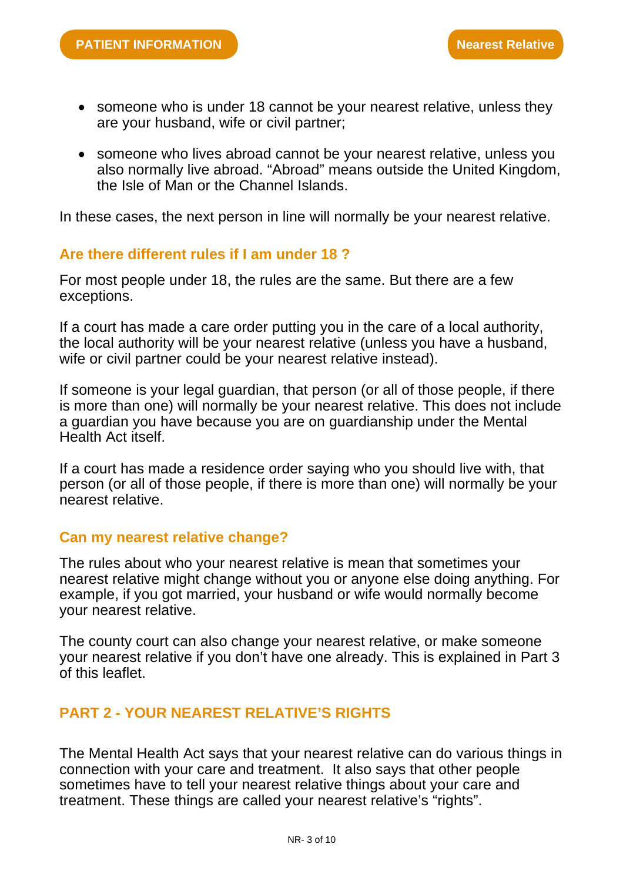- someone who is under 18 cannot be your nearest relative, unless they are your husband, wife or civil partner;

- someone who lives abroad cannot be your nearest relative, unless you also normally live abroad. “Abroad” means outside the United Kingdom, the Isle of Man or the Channel Islands.

In these cases, the next person in line will normally be your nearest relative.

### Are there different rules if I am under 18 ?

For most people under 18, the rules are the same. But there are a few exceptions.

If a court has made a care order putting you in the care of a local authority, the local authority will be your nearest relative (unless you have a husband, wife or civil partner could be your nearest relative instead).

If someone is your legal guardian, that person (or all of those people, if there is more than one) will normally be your nearest relative. This does not include a guardian you have because you are on guardianship under the Mental Health Act itself.

If a court has made a residence order saying who you should live with, that person (or all of those people, if there is more than one) will normally be your nearest relative.

### Can my nearest relative change?

The rules about who your nearest relative is mean that sometimes your nearest relative might change without you or anyone else doing anything. For example, if you got married, your husband or wife would normally become your nearest relative.

The county court can also change your nearest relative, or make someone your nearest relative if you don’t have one already. This is explained in Part 3 of this leaflet.

## PART 2 - YOUR NEAREST RELATIVE’S RIGHTS

The Mental Health Act says that your nearest relative can do various things in connection with your care and treatment. It also says that other people sometimes have to tell your nearest relative things about your care and treatment. These things are called your nearest relative’s “rights”.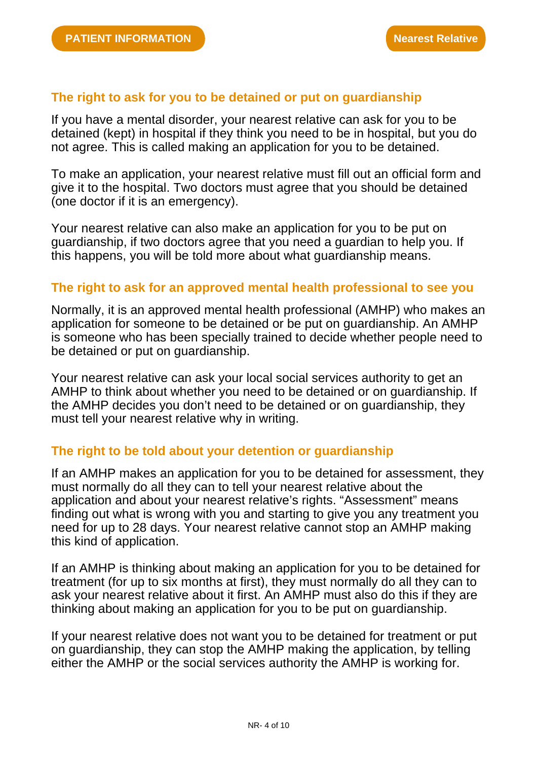## The right to ask for you to be detained or put on guardianship

If you have a mental disorder, your nearest relative can ask for you to be detained (kept) in hospital if they think you need to be in hospital, but you do not agree. This is called making an application for you to be detained.

To make an application, your nearest relative must fill out an official form and give it to the hospital. Two doctors must agree that you should be detained (one doctor if it is an emergency).

Your nearest relative can also make an application for you to be put on guardianship, if two doctors agree that you need a guardian to help you. If this happens, you will be told more about what guardianship means.

## The right to ask for an approved mental health professional to see you

Normally, it is an approved mental health professional (AMHP) who makes an application for someone to be detained or be put on guardianship. An AMHP is someone who has been specially trained to decide whether people need to be detained or put on guardianship.

Your nearest relative can ask your local social services authority to get an AMHP to think about whether you need to be detained or on guardianship. If the AMHP decides you don't need to be detained or on guardianship, they must tell your nearest relative why in writing.

## The right to be told about your detention or guardianship

If an AMHP makes an application for you to be detained for assessment, they must normally do all they can to tell your nearest relative about the application and about your nearest relative's rights. "Assessment" means finding out what is wrong with you and starting to give you any treatment you need for up to 28 days. Your nearest relative cannot stop an AMHP making this kind of application.

If an AMHP is thinking about making an application for you to be detained for treatment (for up to six months at first), they must normally do all they can to ask your nearest relative about it first. An AMHP must also do this if they are thinking about making an application for you to be put on guardianship.

If your nearest relative does not want you to be detained for treatment or put on guardianship, they can stop the AMHP making the application, by telling either the AMHP or the social services authority the AMHP is working for.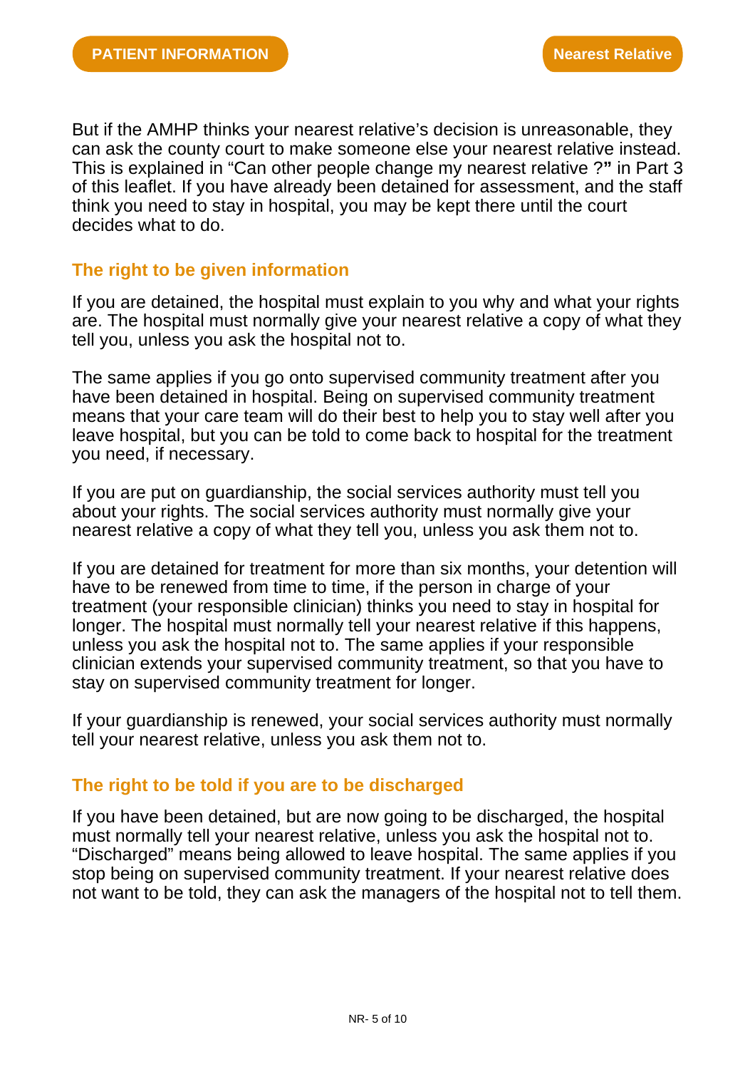But if the AMHP thinks your nearest relative's decision is unreasonable, they can ask the county court to make someone else your nearest relative instead. This is explained in "Can other people change my nearest relative ?**"** in Part 3 of this leaflet. If you have already been detained for assessment, and the staff think you need to stay in hospital, you may be kept there until the court decides what to do.

## The right to be given information

If you are detained, the hospital must explain to you why and what your rights are. The hospital must normally give your nearest relative a copy of what they tell you, unless you ask the hospital not to.

The same applies if you go onto supervised community treatment after you have been detained in hospital. Being on supervised community treatment means that your care team will do their best to help you to stay well after you leave hospital, but you can be told to come back to hospital for the treatment you need, if necessary.

If you are put on guardianship, the social services authority must tell you about your rights. The social services authority must normally give your nearest relative a copy of what they tell you, unless you ask them not to.

If you are detained for treatment for more than six months, your detention will have to be renewed from time to time, if the person in charge of your treatment (your responsible clinician) thinks you need to stay in hospital for longer. The hospital must normally tell your nearest relative if this happens, unless you ask the hospital not to. The same applies if your responsible clinician extends your supervised community treatment, so that you have to stay on supervised community treatment for longer.

If your guardianship is renewed, your social services authority must normally tell your nearest relative, unless you ask them not to.

## The right to be told if you are to be discharged

If you have been detained, but are now going to be discharged, the hospital must normally tell your nearest relative, unless you ask the hospital not to. "Discharged" means being allowed to leave hospital. The same applies if you stop being on supervised community treatment. If your nearest relative does not want to be told, they can ask the managers of the hospital not to tell them.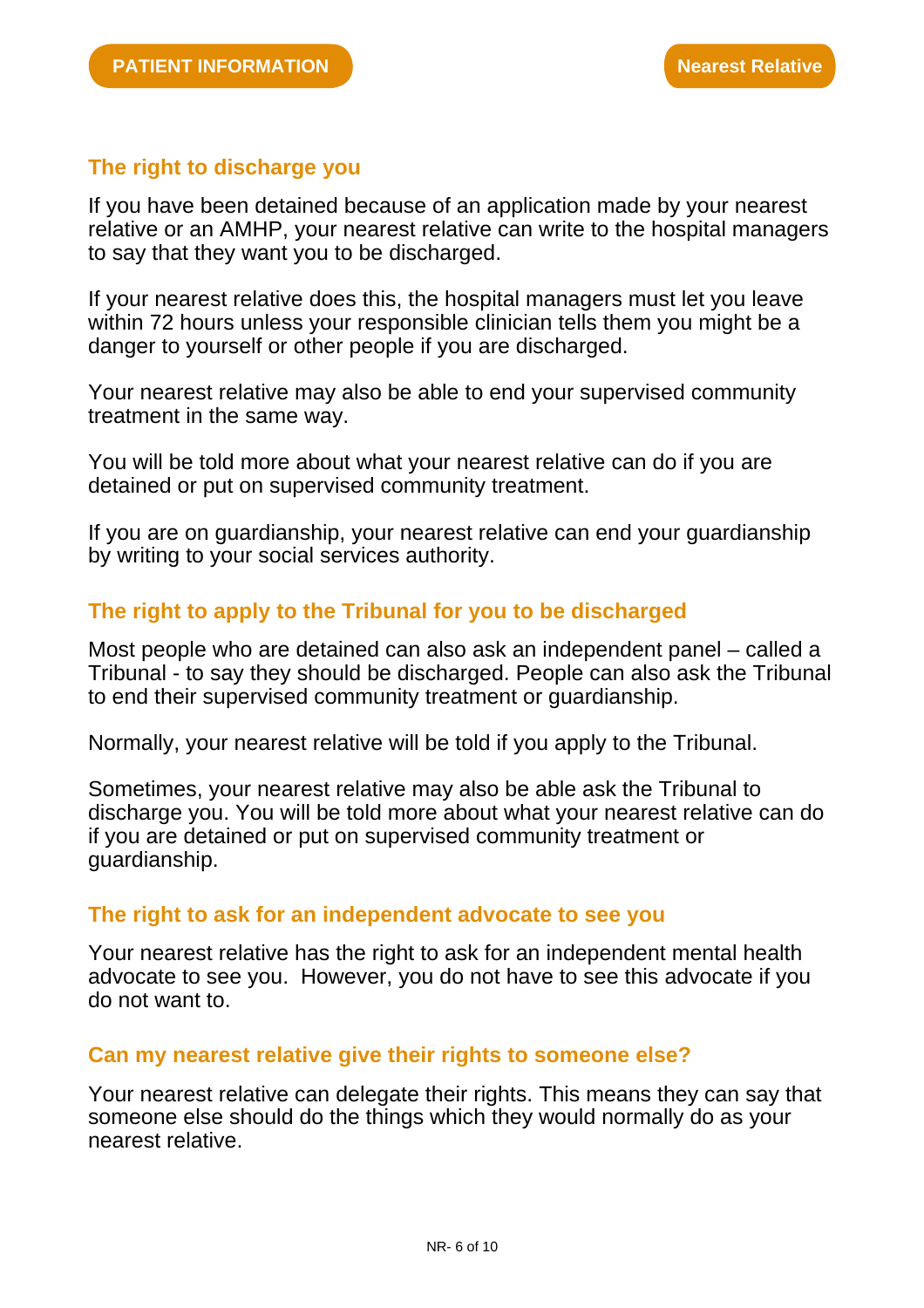## The right to discharge you

If you have been detained because of an application made by your nearest relative or an AMHP, your nearest relative can write to the hospital managers to say that they want you to be discharged.

If your nearest relative does this, the hospital managers must let you leave within 72 hours unless your responsible clinician tells them you might be a danger to yourself or other people if you are discharged.

Your nearest relative may also be able to end your supervised community treatment in the same way.

You will be told more about what your nearest relative can do if you are detained or put on supervised community treatment.

If you are on guardianship, your nearest relative can end your guardianship by writing to your social services authority.

## The right to apply to the Tribunal for you to be discharged

Most people who are detained can also ask an independent panel – called a Tribunal - to say they should be discharged. People can also ask the Tribunal to end their supervised community treatment or guardianship.

Normally, your nearest relative will be told if you apply to the Tribunal.

Sometimes, your nearest relative may also be able ask the Tribunal to discharge you. You will be told more about what your nearest relative can do if you are detained or put on supervised community treatment or guardianship.

## The right to ask for an independent advocate to see you

Your nearest relative has the right to ask for an independent mental health advocate to see you.  However, you do not have to see this advocate if you do not want to.

## Can my nearest relative give their rights to someone else?

Your nearest relative can delegate their rights. This means they can say that someone else should do the things which they would normally do as your nearest relative.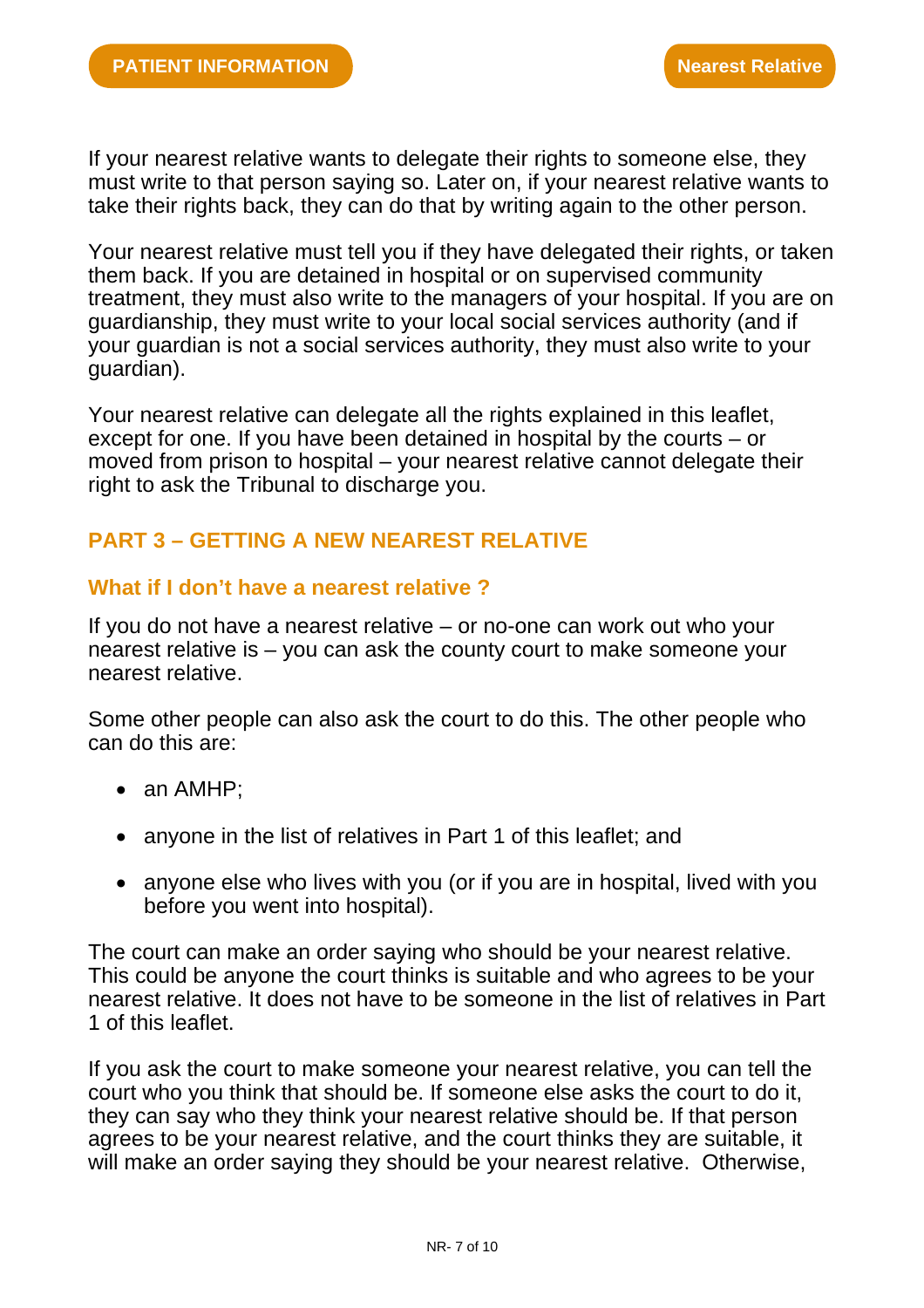If your nearest relative wants to delegate their rights to someone else, they must write to that person saying so. Later on, if your nearest relative wants to take their rights back, they can do that by writing again to the other person.

Your nearest relative must tell you if they have delegated their rights, or taken them back. If you are detained in hospital or on supervised community treatment, they must also write to the managers of your hospital. If you are on guardianship, they must write to your local social services authority (and if your guardian is not a social services authority, they must also write to your guardian).

Your nearest relative can delegate all the rights explained in this leaflet, except for one. If you have been detained in hospital by the courts – or moved from prison to hospital – your nearest relative cannot delegate their right to ask the Tribunal to discharge you.

## PART 3 – GETTING A NEW NEAREST RELATIVE

### What if I don't have a nearest relative ?

If you do not have a nearest relative – or no-one can work out who your nearest relative is – you can ask the county court to make someone your nearest relative.

Some other people can also ask the court to do this. The other people who can do this are:

- an AMHP;
- anyone in the list of relatives in Part 1 of this leaflet; and
- anyone else who lives with you (or if you are in hospital, lived with you before you went into hospital).

The court can make an order saying who should be your nearest relative. This could be anyone the court thinks is suitable and who agrees to be your nearest relative. It does not have to be someone in the list of relatives in Part 1 of this leaflet.

If you ask the court to make someone your nearest relative, you can tell the court who you think that should be. If someone else asks the court to do it, they can say who they think your nearest relative should be. If that person agrees to be your nearest relative, and the court thinks they are suitable, it will make an order saying they should be your nearest relative. Otherwise,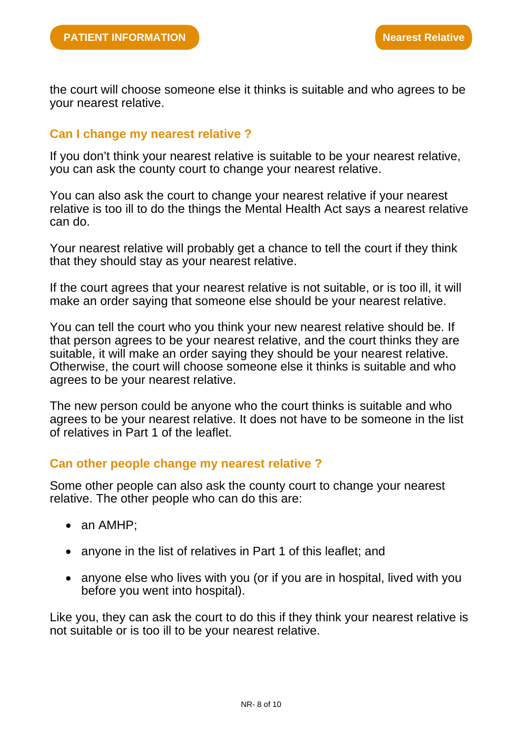the court will choose someone else it thinks is suitable and who agrees to be your nearest relative.

## Can I change my nearest relative ?

If you don't think your nearest relative is suitable to be your nearest relative, you can ask the county court to change your nearest relative.

You can also ask the court to change your nearest relative if your nearest relative is too ill to do the things the Mental Health Act says a nearest relative can do.

Your nearest relative will probably get a chance to tell the court if they think that they should stay as your nearest relative.

If the court agrees that your nearest relative is not suitable, or is too ill, it will make an order saying that someone else should be your nearest relative.

You can tell the court who you think your new nearest relative should be. If that person agrees to be your nearest relative, and the court thinks they are suitable, it will make an order saying they should be your nearest relative. Otherwise, the court will choose someone else it thinks is suitable and who agrees to be your nearest relative.

The new person could be anyone who the court thinks is suitable and who agrees to be your nearest relative. It does not have to be someone in the list of relatives in Part 1 of the leaflet.

## Can other people change my nearest relative ?

Some other people can also ask the county court to change your nearest relative. The other people who can do this are:

- an AMHP;
- anyone in the list of relatives in Part 1 of this leaflet; and
- anyone else who lives with you (or if you are in hospital, lived with you before you went into hospital).

Like you, they can ask the court to do this if they think your nearest relative is not suitable or is too ill to be your nearest relative.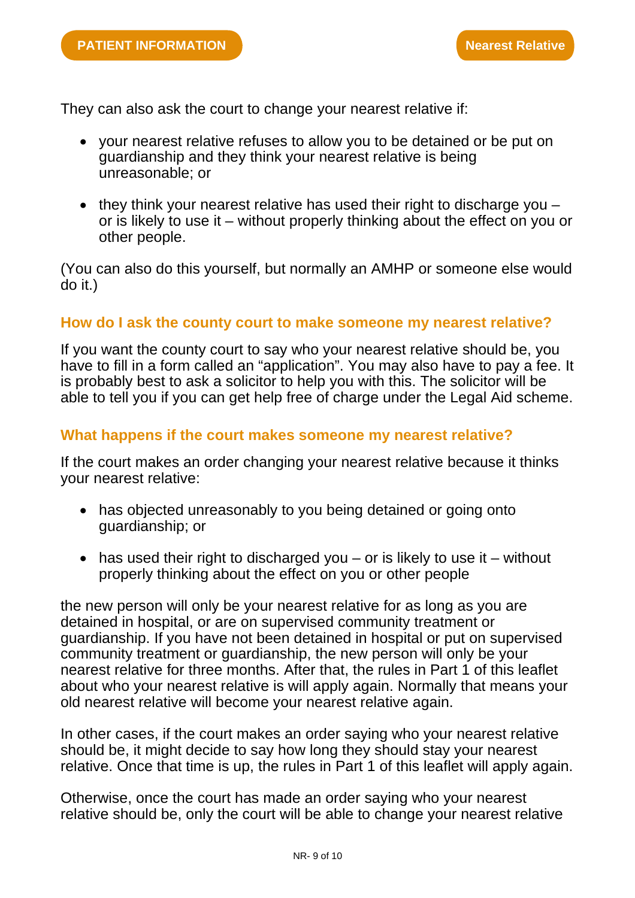They can also ask the court to change your nearest relative if:

- your nearest relative refuses to allow you to be detained or be put on guardianship and they think your nearest relative is being unreasonable; or
- they think your nearest relative has used their right to discharge you – or is likely to use it – without properly thinking about the effect on you or other people.

(You can also do this yourself, but normally an AMHP or someone else would do it.)

### How do I ask the county court to make someone my nearest relative?

If you want the county court to say who your nearest relative should be, you have to fill in a form called an "application". You may also have to pay a fee. It is probably best to ask a solicitor to help you with this. The solicitor will be able to tell you if you can get help free of charge under the Legal Aid scheme.

### What happens if the court makes someone my nearest relative?

If the court makes an order changing your nearest relative because it thinks your nearest relative:

- has objected unreasonably to you being detained or going onto guardianship; or
- has used their right to discharged you – or is likely to use it – without properly thinking about the effect on you or other people

the new person will only be your nearest relative for as long as you are detained in hospital, or are on supervised community treatment or guardianship. If you have not been detained in hospital or put on supervised community treatment or guardianship, the new person will only be your nearest relative for three months. After that, the rules in Part 1 of this leaflet about who your nearest relative is will apply again. Normally that means your old nearest relative will become your nearest relative again.

In other cases, if the court makes an order saying who your nearest relative should be, it might decide to say how long they should stay your nearest relative. Once that time is up, the rules in Part 1 of this leaflet will apply again.

Otherwise, once the court has made an order saying who your nearest relative should be, only the court will be able to change your nearest relative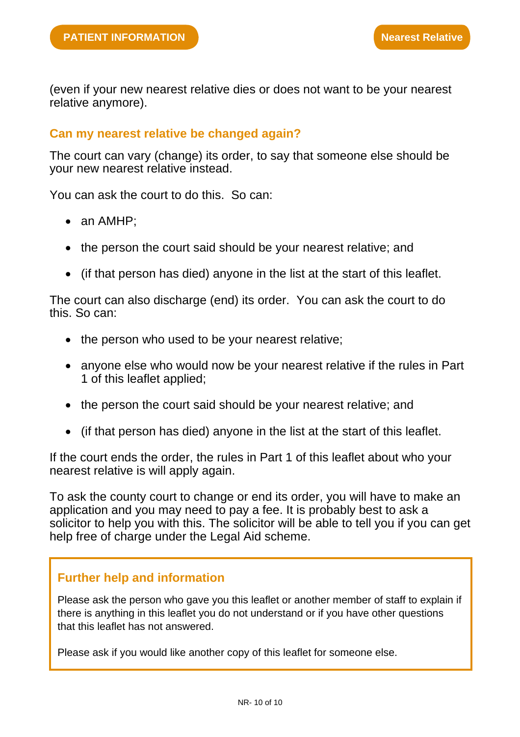(even if your new nearest relative dies or does not want to be your nearest relative anymore).

## Can my nearest relative be changed again?

The court can vary (change) its order, to say that someone else should be your new nearest relative instead.

You can ask the court to do this. So can:

- an AMHP;
- the person the court said should be your nearest relative; and
- (if that person has died) anyone in the list at the start of this leaflet.

The court can also discharge (end) its order. You can ask the court to do this. So can:

- the person who used to be your nearest relative;
- anyone else who would now be your nearest relative if the rules in Part 1 of this leaflet applied;
- the person the court said should be your nearest relative; and
- (if that person has died) anyone in the list at the start of this leaflet.

If the court ends the order, the rules in Part 1 of this leaflet about who your nearest relative is will apply again.

To ask the county court to change or end its order, you will have to make an application and you may need to pay a fee. It is probably best to ask a solicitor to help you with this. The solicitor will be able to tell you if you can get help free of charge under the Legal Aid scheme.

## Further help and information

Please ask the person who gave you this leaflet or another member of staff to explain if there is anything in this leaflet you do not understand or if you have other questions that this leaflet has not answered.

Please ask if you would like another copy of this leaflet for someone else.